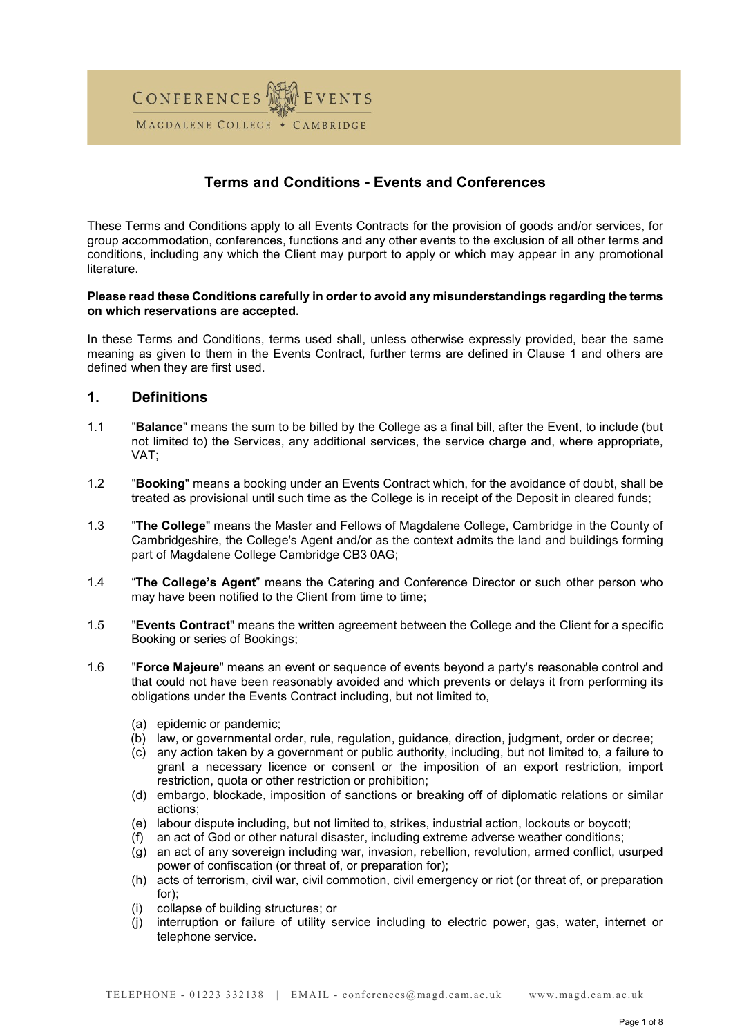CONFERENCES EVENTS

MAGDALENE COLLEGE • CAMBRIDGE

# Terms and Conditions - Events and Conferences

These Terms and Conditions apply to all Events Contracts for the provision of goods and/or services, for group accommodation, conferences, functions and any other events to the exclusion of all other terms and conditions, including any which the Client may purport to apply or which may appear in any promotional literature.

**Please read these Conditions carefully in order to avoid any misunderstandings regarding the terms on which reservations are accepted.**

In these Terms and Conditions, terms used shall, unless otherwise expressly provided, bear the same meaning as given to them in the Events Contract, further terms are defined in Clause 1 and others are defined when they are first used.

## 1. Definitions

1.1 "**Balance**" means the sum to be billed by the College as a final bill, after the Event, to include (but not limited to) the Services, any additional services, the service charge and, where appropriate, VAT;

1.2 "**Booking**" means a booking under an Events Contract which, for the avoidance of doubt, shall be treated as provisional until such time as the College is in receipt of the Deposit in cleared funds;

1.3 "**The College**" means the Master and Fellows of Magdalene College, Cambridge in the County of Cambridgeshire, the College's Agent and/or as the context admits the land and buildings forming part of Magdalene College Cambridge CB3 0AG;

1.4 "**The College's Agent**" means the Catering and Conference Director or such other person who may have been notified to the Client from time to time;

1.5 "**Events Contract**" means the written agreement between the College and the Client for a specific Booking or series of Bookings;

1.6 "**Force Majeure**" means an event or sequence of events beyond a party's reasonable control and that could not have been reasonably avoided and which prevents or delays it from performing its obligations under the Events Contract including, but not limited to,

(a) epidemic or pandemic;
(b) law, or governmental order, rule, regulation, guidance, direction, judgment, order or decree;
(c) any action taken by a government or public authority, including, but not limited to, a failure to grant a necessary licence or consent or the imposition of an export restriction, import restriction, quota or other restriction or prohibition;
(d) embargo, blockade, imposition of sanctions or breaking off of diplomatic relations or similar actions;
(e) labour dispute including, but not limited to, strikes, industrial action, lockouts or boycott;
(f) an act of God or other natural disaster, including extreme adverse weather conditions;
(g) an act of any sovereign including war, invasion, rebellion, revolution, armed conflict, usurped power of confiscation (or threat of, or preparation for);
(h) acts of terrorism, civil war, civil commotion, civil emergency or riot (or threat of, or preparation for);
(i) collapse of building structures; or
(j) interruption or failure of utility service including to electric power, gas, water, internet or telephone service.

TELEPHONE - 01223 332138 | EMAIL - conferences@magd.cam.ac.uk | www.magd.cam.ac.uk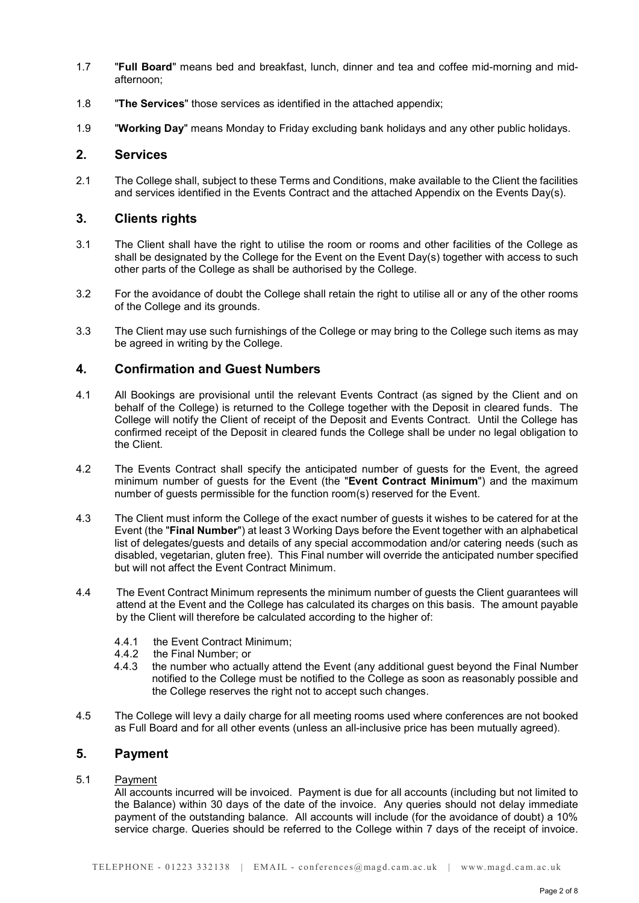1.7 "**Full Board**" means bed and breakfast, lunch, dinner and tea and coffee mid-morning and mid-afternoon;

1.8 "**The Services**" those services as identified in the attached appendix;

1.9 "**Working Day**" means Monday to Friday excluding bank holidays and any other public holidays.

## 2. Services

2.1 The College shall, subject to these Terms and Conditions, make available to the Client the facilities and services identified in the Events Contract and the attached Appendix on the Events Day(s).

## 3. Clients rights

3.1 The Client shall have the right to utilise the room or rooms and other facilities of the College as shall be designated by the College for the Event on the Event Day(s) together with access to such other parts of the College as shall be authorised by the College.

3.2 For the avoidance of doubt the College shall retain the right to utilise all or any of the other rooms of the College and its grounds.

3.3 The Client may use such furnishings of the College or may bring to the College such items as may be agreed in writing by the College.

## 4. Confirmation and Guest Numbers

4.1 All Bookings are provisional until the relevant Events Contract (as signed by the Client and on behalf of the College) is returned to the College together with the Deposit in cleared funds. The College will notify the Client of receipt of the Deposit and Events Contract. Until the College has confirmed receipt of the Deposit in cleared funds the College shall be under no legal obligation to the Client.

4.2 The Events Contract shall specify the anticipated number of guests for the Event, the agreed minimum number of guests for the Event (the "**Event Contract Minimum**") and the maximum number of guests permissible for the function room(s) reserved for the Event.

4.3 The Client must inform the College of the exact number of guests it wishes to be catered for at the Event (the "**Final Number**") at least 3 Working Days before the Event together with an alphabetical list of delegates/guests and details of any special accommodation and/or catering needs (such as disabled, vegetarian, gluten free). This Final number will override the anticipated number specified but will not affect the Event Contract Minimum.

4.4 The Event Contract Minimum represents the minimum number of guests the Client guarantees will attend at the Event and the College has calculated its charges on this basis. The amount payable by the Client will therefore be calculated according to the higher of:

- 4.4.1 the Event Contract Minimum;
- 4.4.2 the Final Number; or
- 4.4.3 the number who actually attend the Event (any additional guest beyond the Final Number notified to the College must be notified to the College as soon as reasonably possible and the College reserves the right not to accept such changes.

4.5 The College will levy a daily charge for all meeting rooms used where conferences are not booked as Full Board and for all other events (unless an all-inclusive price has been mutually agreed).

## 5. Payment

5.1 Payment

All accounts incurred will be invoiced. Payment is due for all accounts (including but not limited to the Balance) within 30 days of the date of the invoice. Any queries should not delay immediate payment of the outstanding balance. All accounts will include (for the avoidance of doubt) a 10% service charge. Queries should be referred to the College within 7 days of the receipt of invoice.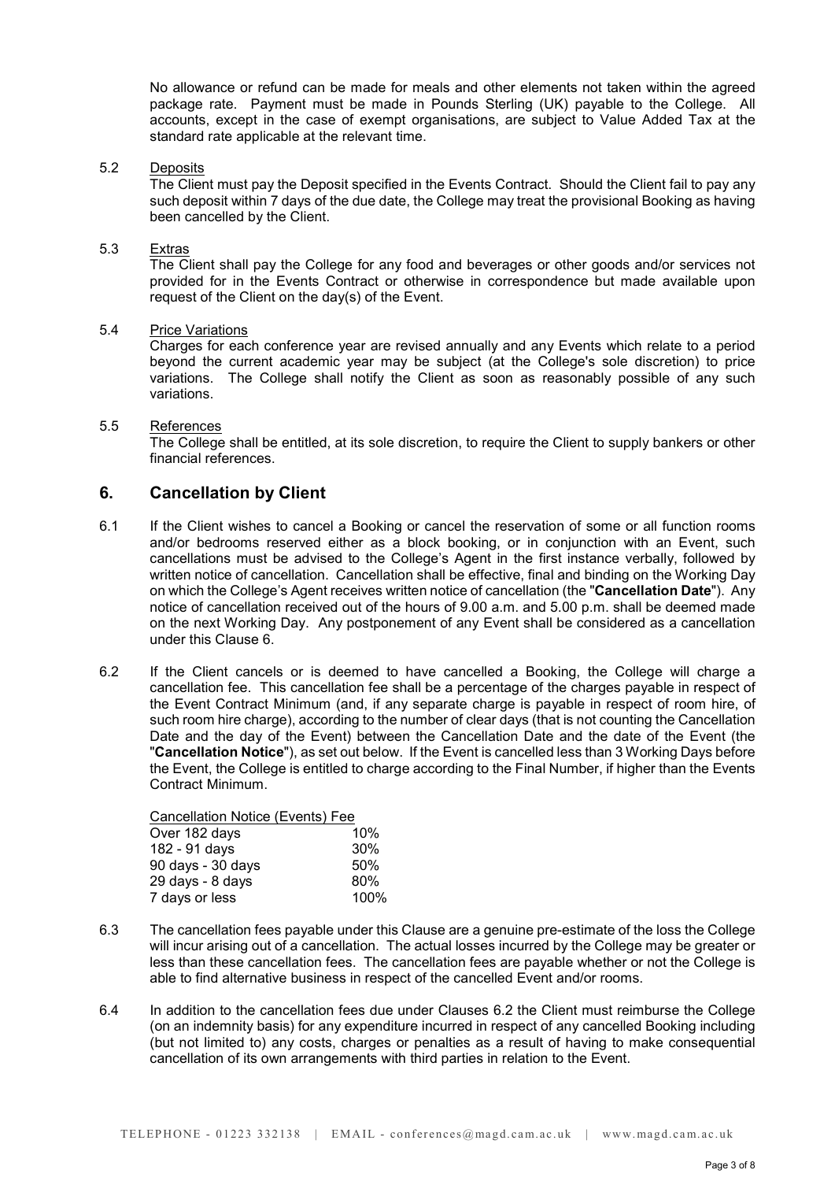No allowance or refund can be made for meals and other elements not taken within the agreed package rate. Payment must be made in Pounds Sterling (UK) payable to the College. All accounts, except in the case of exempt organisations, are subject to Value Added Tax at the standard rate applicable at the relevant time.

5.2 Deposits

The Client must pay the Deposit specified in the Events Contract. Should the Client fail to pay any such deposit within 7 days of the due date, the College may treat the provisional Booking as having been cancelled by the Client.

5.3 Extras

The Client shall pay the College for any food and beverages or other goods and/or services not provided for in the Events Contract or otherwise in correspondence but made available upon request of the Client on the day(s) of the Event.

5.4 Price Variations

Charges for each conference year are revised annually and any Events which relate to a period beyond the current academic year may be subject (at the College's sole discretion) to price variations. The College shall notify the Client as soon as reasonably possible of any such variations.

5.5 References

The College shall be entitled, at its sole discretion, to require the Client to supply bankers or other financial references.

## 6. Cancellation by Client

6.1 If the Client wishes to cancel a Booking or cancel the reservation of some or all function rooms and/or bedrooms reserved either as a block booking, or in conjunction with an Event, such cancellations must be advised to the College's Agent in the first instance verbally, followed by written notice of cancellation. Cancellation shall be effective, final and binding on the Working Day on which the College's Agent receives written notice of cancellation (the "**Cancellation Date**"). Any notice of cancellation received out of the hours of 9.00 a.m. and 5.00 p.m. shall be deemed made on the next Working Day. Any postponement of any Event shall be considered as a cancellation under this Clause 6.

6.2 If the Client cancels or is deemed to have cancelled a Booking, the College will charge a cancellation fee. This cancellation fee shall be a percentage of the charges payable in respect of the Event Contract Minimum (and, if any separate charge is payable in respect of room hire, of such room hire charge), according to the number of clear days (that is not counting the Cancellation Date and the day of the Event) between the Cancellation Date and the date of the Event (the "**Cancellation Notice**"), as set out below. If the Event is cancelled less than 3 Working Days before the Event, the College is entitled to charge according to the Final Number, if higher than the Events Contract Minimum.

| Cancellation Notice (Events) | Fee |
|---|---|
| Over 182 days | 10% |
| 182 - 91 days | 30% |
| 90 days - 30 days | 50% |
| 29 days - 8 days | 80% |
| 7 days or less | 100% |

6.3 The cancellation fees payable under this Clause are a genuine pre-estimate of the loss the College will incur arising out of a cancellation. The actual losses incurred by the College may be greater or less than these cancellation fees. The cancellation fees are payable whether or not the College is able to find alternative business in respect of the cancelled Event and/or rooms.

6.4 In addition to the cancellation fees due under Clauses 6.2 the Client must reimburse the College (on an indemnity basis) for any expenditure incurred in respect of any cancelled Booking including (but not limited to) any costs, charges or penalties as a result of having to make consequential cancellation of its own arrangements with third parties in relation to the Event.

TELEPHONE - 01223 332138 | EMAIL - conferences@magd.cam.ac.uk | www.magd.cam.ac.uk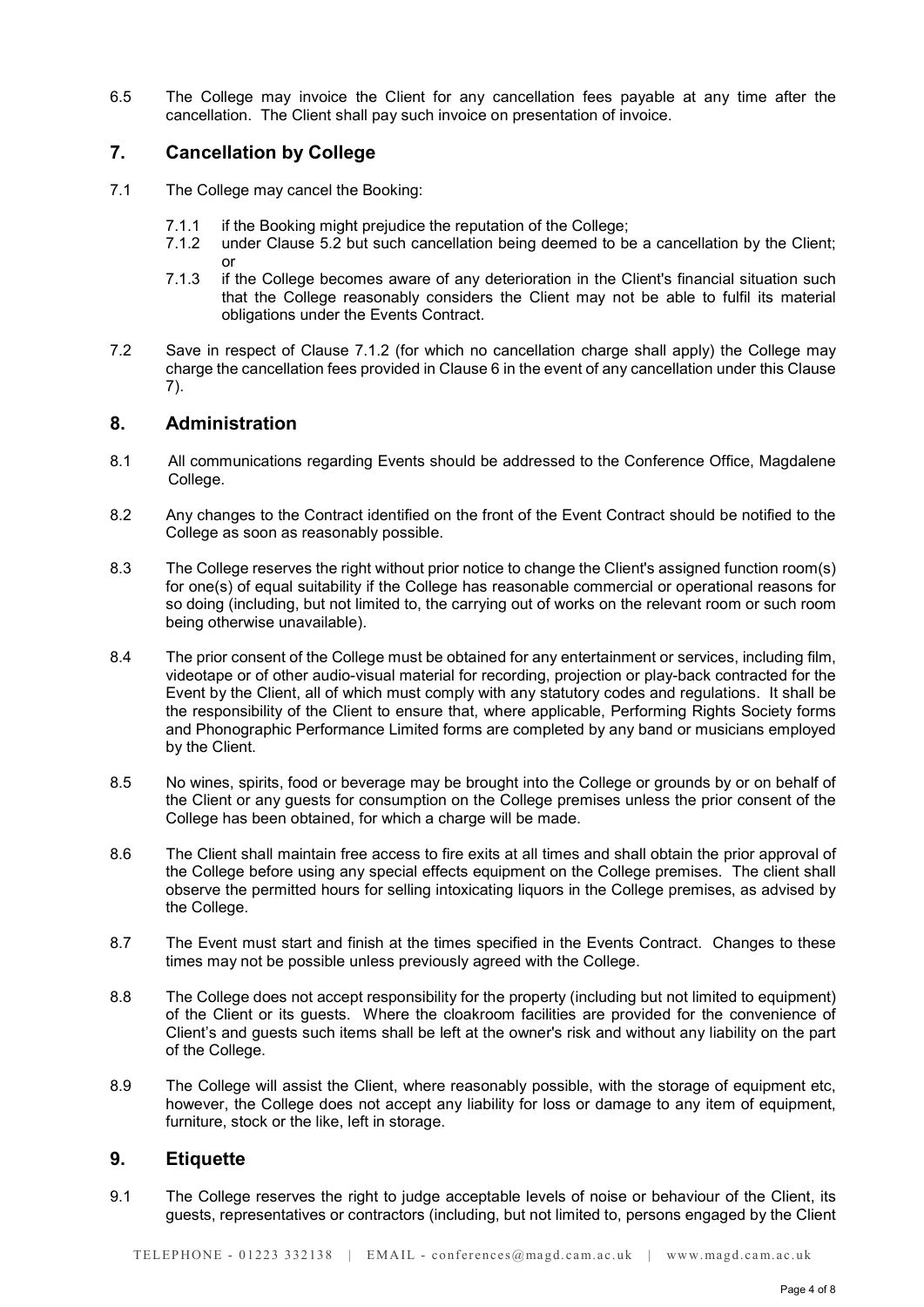6.5 The College may invoice the Client for any cancellation fees payable at any time after the cancellation. The Client shall pay such invoice on presentation of invoice.

## 7. Cancellation by College

7.1 The College may cancel the Booking:

- 7.1.1 if the Booking might prejudice the reputation of the College;
- 7.1.2 under Clause 5.2 but such cancellation being deemed to be a cancellation by the Client; or
- 7.1.3 if the College becomes aware of any deterioration in the Client's financial situation such that the College reasonably considers the Client may not be able to fulfil its material obligations under the Events Contract.

7.2 Save in respect of Clause 7.1.2 (for which no cancellation charge shall apply) the College may charge the cancellation fees provided in Clause 6 in the event of any cancellation under this Clause 7).

## 8. Administration

8.1 All communications regarding Events should be addressed to the Conference Office, Magdalene College.

8.2 Any changes to the Contract identified on the front of the Event Contract should be notified to the College as soon as reasonably possible.

8.3 The College reserves the right without prior notice to change the Client's assigned function room(s) for one(s) of equal suitability if the College has reasonable commercial or operational reasons for so doing (including, but not limited to, the carrying out of works on the relevant room or such room being otherwise unavailable).

8.4 The prior consent of the College must be obtained for any entertainment or services, including film, videotape or of other audio-visual material for recording, projection or play-back contracted for the Event by the Client, all of which must comply with any statutory codes and regulations. It shall be the responsibility of the Client to ensure that, where applicable, Performing Rights Society forms and Phonographic Performance Limited forms are completed by any band or musicians employed by the Client.

8.5 No wines, spirits, food or beverage may be brought into the College or grounds by or on behalf of the Client or any guests for consumption on the College premises unless the prior consent of the College has been obtained, for which a charge will be made.

8.6 The Client shall maintain free access to fire exits at all times and shall obtain the prior approval of the College before using any special effects equipment on the College premises. The client shall observe the permitted hours for selling intoxicating liquors in the College premises, as advised by the College.

8.7 The Event must start and finish at the times specified in the Events Contract. Changes to these times may not be possible unless previously agreed with the College.

8.8 The College does not accept responsibility for the property (including but not limited to equipment) of the Client or its guests. Where the cloakroom facilities are provided for the convenience of Client's and guests such items shall be left at the owner's risk and without any liability on the part of the College.

8.9 The College will assist the Client, where reasonably possible, with the storage of equipment etc, however, the College does not accept any liability for loss or damage to any item of equipment, furniture, stock or the like, left in storage.

## 9. Etiquette

9.1 The College reserves the right to judge acceptable levels of noise or behaviour of the Client, its guests, representatives or contractors (including, but not limited to, persons engaged by the Client

TELEPHONE - 01223 332138 | EMAIL - conferences@magd.cam.ac.uk | www.magd.cam.ac.uk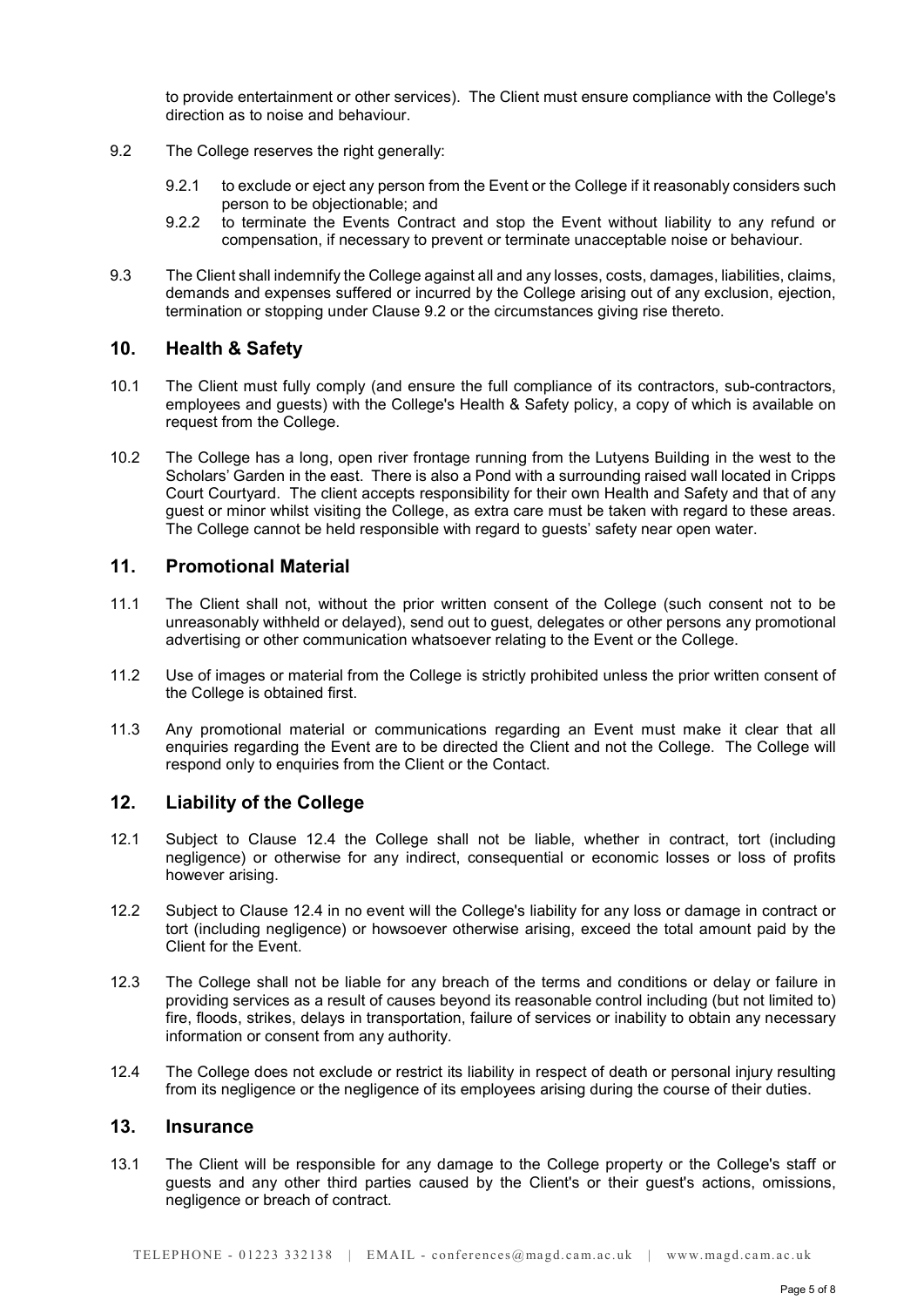to provide entertainment or other services). The Client must ensure compliance with the College's direction as to noise and behaviour.

9.2 The College reserves the right generally:

9.2.1 to exclude or eject any person from the Event or the College if it reasonably considers such person to be objectionable; and

9.2.2 to terminate the Events Contract and stop the Event without liability to any refund or compensation, if necessary to prevent or terminate unacceptable noise or behaviour.

9.3 The Client shall indemnify the College against all and any losses, costs, damages, liabilities, claims, demands and expenses suffered or incurred by the College arising out of any exclusion, ejection, termination or stopping under Clause 9.2 or the circumstances giving rise thereto.

## 10. Health & Safety

10.1 The Client must fully comply (and ensure the full compliance of its contractors, sub-contractors, employees and guests) with the College's Health & Safety policy, a copy of which is available on request from the College.

10.2 The College has a long, open river frontage running from the Lutyens Building in the west to the Scholars' Garden in the east. There is also a Pond with a surrounding raised wall located in Cripps Court Courtyard. The client accepts responsibility for their own Health and Safety and that of any guest or minor whilst visiting the College, as extra care must be taken with regard to these areas. The College cannot be held responsible with regard to guests' safety near open water.

## 11. Promotional Material

11.1 The Client shall not, without the prior written consent of the College (such consent not to be unreasonably withheld or delayed), send out to guest, delegates or other persons any promotional advertising or other communication whatsoever relating to the Event or the College.

11.2 Use of images or material from the College is strictly prohibited unless the prior written consent of the College is obtained first.

11.3 Any promotional material or communications regarding an Event must make it clear that all enquiries regarding the Event are to be directed the Client and not the College. The College will respond only to enquiries from the Client or the Contact.

## 12. Liability of the College

12.1 Subject to Clause 12.4 the College shall not be liable, whether in contract, tort (including negligence) or otherwise for any indirect, consequential or economic losses or loss of profits however arising.

12.2 Subject to Clause 12.4 in no event will the College's liability for any loss or damage in contract or tort (including negligence) or howsoever otherwise arising, exceed the total amount paid by the Client for the Event.

12.3 The College shall not be liable for any breach of the terms and conditions or delay or failure in providing services as a result of causes beyond its reasonable control including (but not limited to) fire, floods, strikes, delays in transportation, failure of services or inability to obtain any necessary information or consent from any authority.

12.4 The College does not exclude or restrict its liability in respect of death or personal injury resulting from its negligence or the negligence of its employees arising during the course of their duties.

## 13. Insurance

13.1 The Client will be responsible for any damage to the College property or the College's staff or guests and any other third parties caused by the Client's or their guest's actions, omissions, negligence or breach of contract.

TELEPHONE - 01223 332138 | EMAIL - conferences@magd.cam.ac.uk | www.magd.cam.ac.uk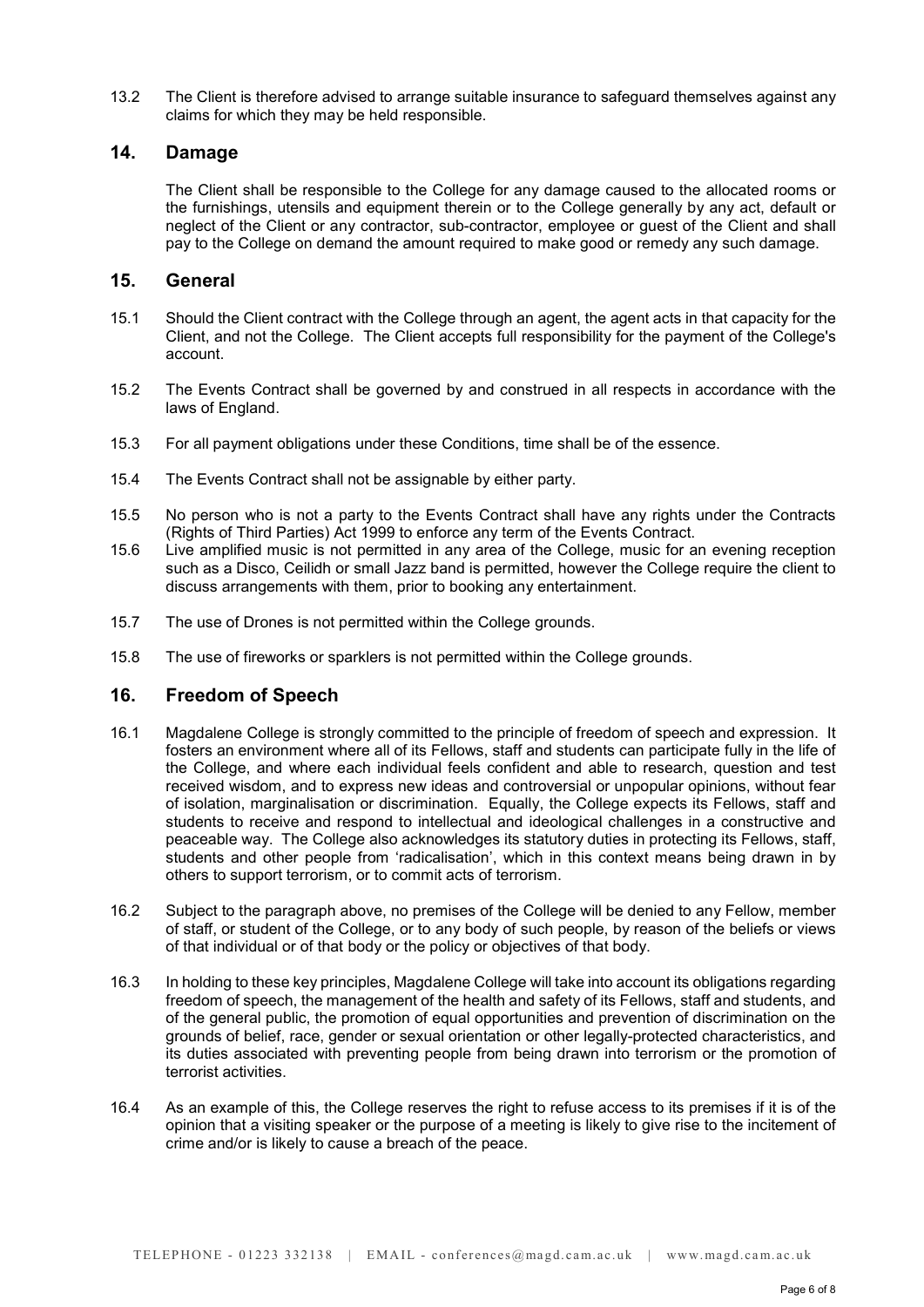13.2 The Client is therefore advised to arrange suitable insurance to safeguard themselves against any claims for which they may be held responsible.

## 14. Damage

The Client shall be responsible to the College for any damage caused to the allocated rooms or the furnishings, utensils and equipment therein or to the College generally by any act, default or neglect of the Client or any contractor, sub-contractor, employee or guest of the Client and shall pay to the College on demand the amount required to make good or remedy any such damage.

## 15. General

15.1 Should the Client contract with the College through an agent, the agent acts in that capacity for the Client, and not the College. The Client accepts full responsibility for the payment of the College's account.

15.2 The Events Contract shall be governed by and construed in all respects in accordance with the laws of England.

15.3 For all payment obligations under these Conditions, time shall be of the essence.

15.4 The Events Contract shall not be assignable by either party.

15.5 No person who is not a party to the Events Contract shall have any rights under the Contracts (Rights of Third Parties) Act 1999 to enforce any term of the Events Contract.

15.6 Live amplified music is not permitted in any area of the College, music for an evening reception such as a Disco, Ceilidh or small Jazz band is permitted, however the College require the client to discuss arrangements with them, prior to booking any entertainment.

15.7 The use of Drones is not permitted within the College grounds.

15.8 The use of fireworks or sparklers is not permitted within the College grounds.

## 16. Freedom of Speech

16.1 Magdalene College is strongly committed to the principle of freedom of speech and expression. It fosters an environment where all of its Fellows, staff and students can participate fully in the life of the College, and where each individual feels confident and able to research, question and test received wisdom, and to express new ideas and controversial or unpopular opinions, without fear of isolation, marginalisation or discrimination. Equally, the College expects its Fellows, staff and students to receive and respond to intellectual and ideological challenges in a constructive and peaceable way. The College also acknowledges its statutory duties in protecting its Fellows, staff, students and other people from 'radicalisation', which in this context means being drawn in by others to support terrorism, or to commit acts of terrorism.

16.2 Subject to the paragraph above, no premises of the College will be denied to any Fellow, member of staff, or student of the College, or to any body of such people, by reason of the beliefs or views of that individual or of that body or the policy or objectives of that body.

16.3 In holding to these key principles, Magdalene College will take into account its obligations regarding freedom of speech, the management of the health and safety of its Fellows, staff and students, and of the general public, the promotion of equal opportunities and prevention of discrimination on the grounds of belief, race, gender or sexual orientation or other legally-protected characteristics, and its duties associated with preventing people from being drawn into terrorism or the promotion of terrorist activities.

16.4 As an example of this, the College reserves the right to refuse access to its premises if it is of the opinion that a visiting speaker or the purpose of a meeting is likely to give rise to the incitement of crime and/or is likely to cause a breach of the peace.

TELEPHONE - 01223 332138 | EMAIL - conferences@magd.cam.ac.uk | www.magd.cam.ac.uk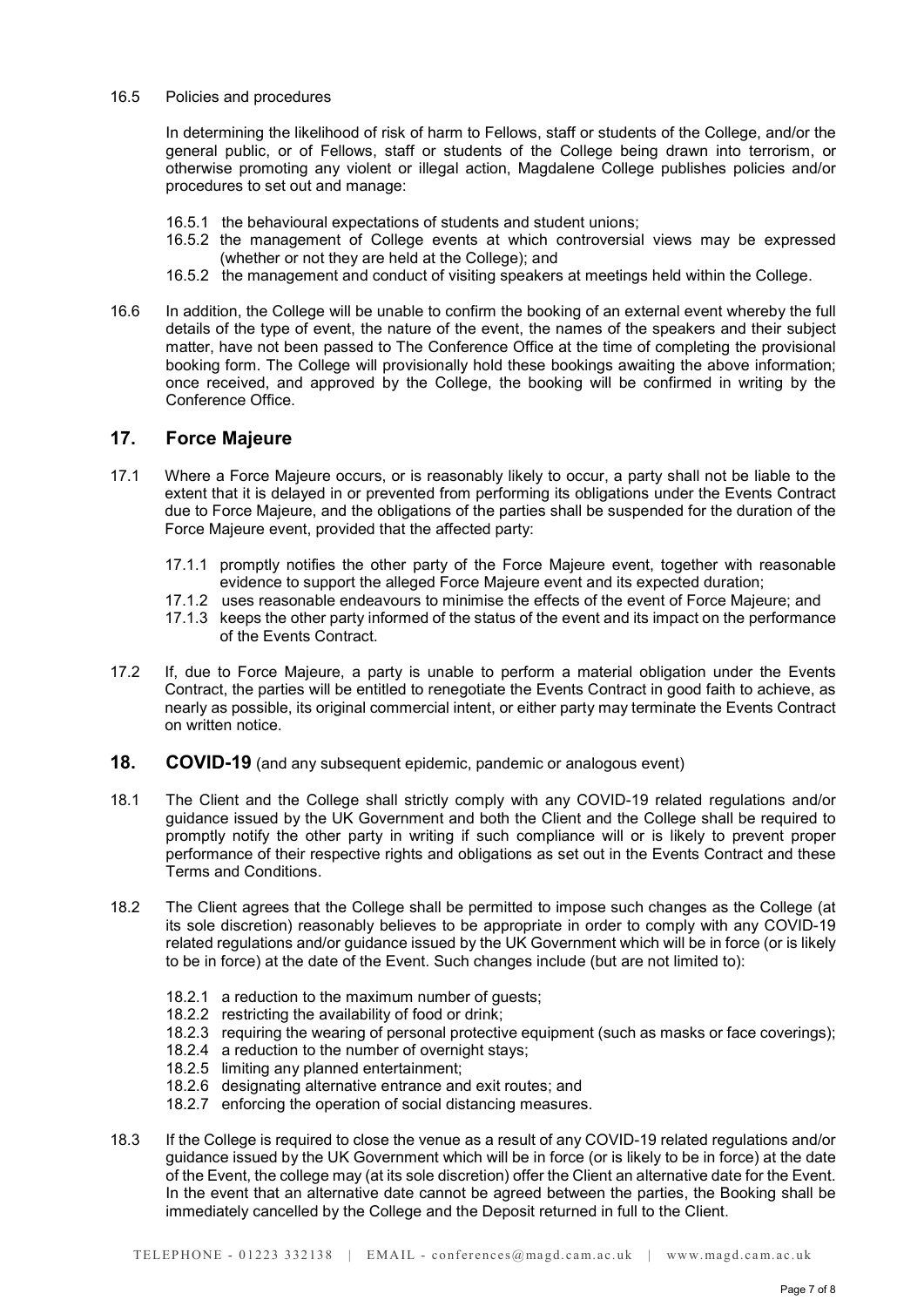16.5 Policies and procedures

In determining the likelihood of risk of harm to Fellows, staff or students of the College, and/or the general public, or of Fellows, staff or students of the College being drawn into terrorism, or otherwise promoting any violent or illegal action, Magdalene College publishes policies and/or procedures to set out and manage:

16.5.1 the behavioural expectations of students and student unions;
16.5.2 the management of College events at which controversial views may be expressed (whether or not they are held at the College); and
16.5.2 the management and conduct of visiting speakers at meetings held within the College.

16.6 In addition, the College will be unable to confirm the booking of an external event whereby the full details of the type of event, the nature of the event, the names of the speakers and their subject matter, have not been passed to The Conference Office at the time of completing the provisional booking form. The College will provisionally hold these bookings awaiting the above information; once received, and approved by the College, the booking will be confirmed in writing by the Conference Office.

## 17. Force Majeure

17.1 Where a Force Majeure occurs, or is reasonably likely to occur, a party shall not be liable to the extent that it is delayed in or prevented from performing its obligations under the Events Contract due to Force Majeure, and the obligations of the parties shall be suspended for the duration of the Force Majeure event, provided that the affected party:

17.1.1 promptly notifies the other party of the Force Majeure event, together with reasonable evidence to support the alleged Force Majeure event and its expected duration;
17.1.2 uses reasonable endeavours to minimise the effects of the event of Force Majeure; and
17.1.3 keeps the other party informed of the status of the event and its impact on the performance of the Events Contract.

17.2 If, due to Force Majeure, a party is unable to perform a material obligation under the Events Contract, the parties will be entitled to renegotiate the Events Contract in good faith to achieve, as nearly as possible, its original commercial intent, or either party may terminate the Events Contract on written notice.

## 18. COVID-19 (and any subsequent epidemic, pandemic or analogous event)

18.1 The Client and the College shall strictly comply with any COVID-19 related regulations and/or guidance issued by the UK Government and both the Client and the College shall be required to promptly notify the other party in writing if such compliance will or is likely to prevent proper performance of their respective rights and obligations as set out in the Events Contract and these Terms and Conditions.

18.2 The Client agrees that the College shall be permitted to impose such changes as the College (at its sole discretion) reasonably believes to be appropriate in order to comply with any COVID-19 related regulations and/or guidance issued by the UK Government which will be in force (or is likely to be in force) at the date of the Event. Such changes include (but are not limited to):

18.2.1 a reduction to the maximum number of guests;
18.2.2 restricting the availability of food or drink;
18.2.3 requiring the wearing of personal protective equipment (such as masks or face coverings);
18.2.4 a reduction to the number of overnight stays;
18.2.5 limiting any planned entertainment;
18.2.6 designating alternative entrance and exit routes; and
18.2.7 enforcing the operation of social distancing measures.

18.3 If the College is required to close the venue as a result of any COVID-19 related regulations and/or guidance issued by the UK Government which will be in force (or is likely to be in force) at the date of the Event, the college may (at its sole discretion) offer the Client an alternative date for the Event. In the event that an alternative date cannot be agreed between the parties, the Booking shall be immediately cancelled by the College and the Deposit returned in full to the Client.

TELEPHONE - 01223 332138 | EMAIL - conferences@magd.cam.ac.uk | www.magd.cam.ac.uk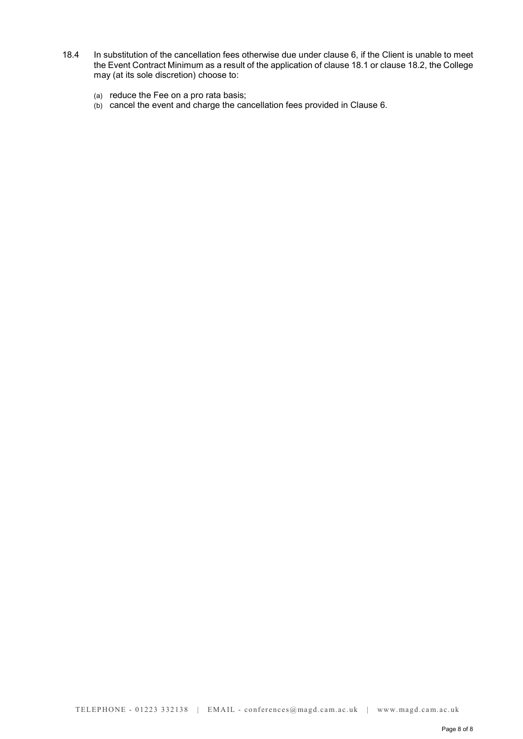18.4 In substitution of the cancellation fees otherwise due under clause 6, if the Client is unable to meet the Event Contract Minimum as a result of the application of clause 18.1 or clause 18.2, the College may (at its sole discretion) choose to:

(a) reduce the Fee on a pro rata basis;

(b) cancel the event and charge the cancellation fees provided in Clause 6.

TELEPHONE - 01223 332138 | EMAIL - conferences@magd.cam.ac.uk | www.magd.cam.ac.uk